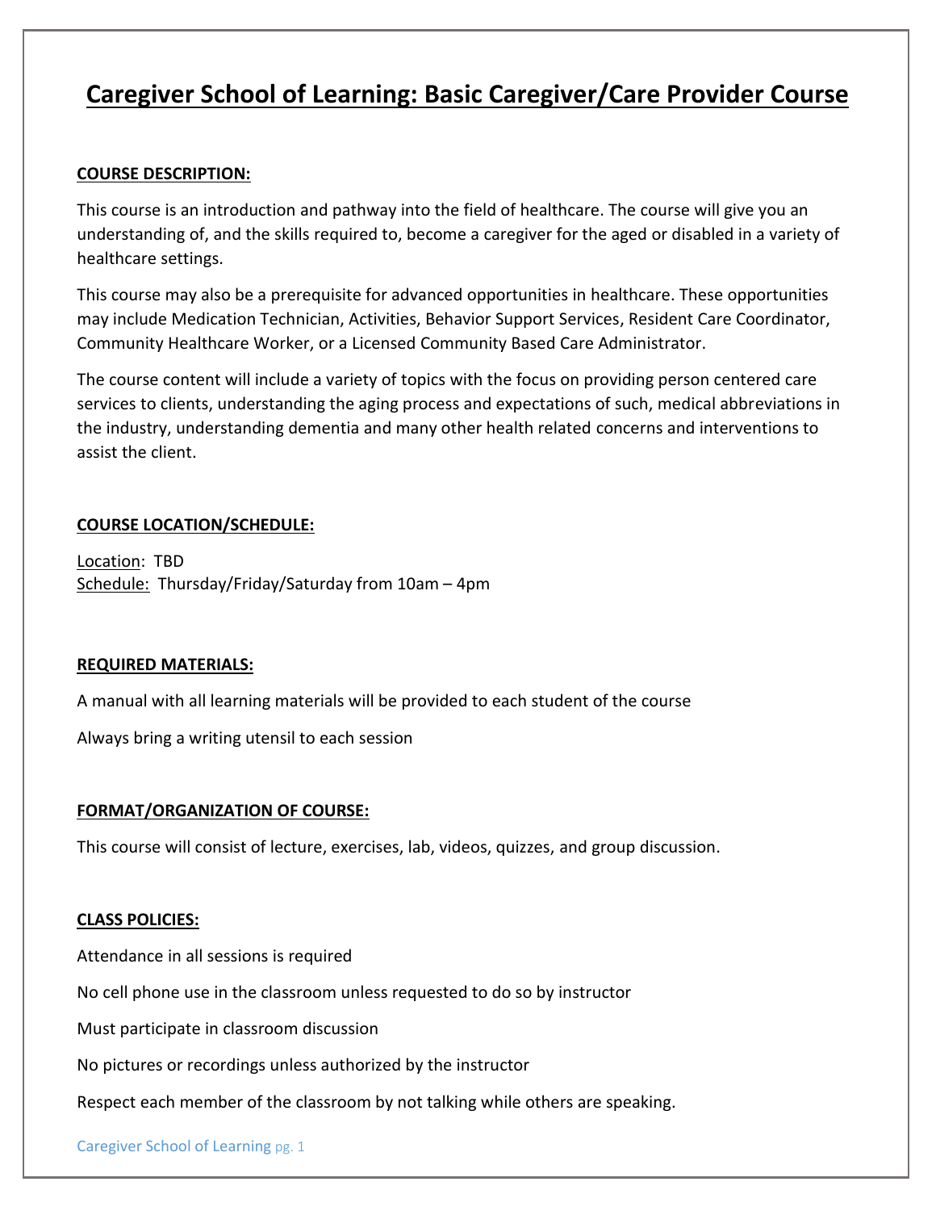# Caregiver School of Learning: Basic Caregiver/Care Provider Course

## COURSE DESCRIPTION:

This course is an introduction and pathway into the field of healthcare. The course will give you an understanding of, and the skills required to, become a caregiver for the aged or disabled in a variety of healthcare settings.

This course may also be a prerequisite for advanced opportunities in healthcare. These opportunities may include Medication Technician, Activities, Behavior Support Services, Resident Care Coordinator, Community Healthcare Worker, or a Licensed Community Based Care Administrator.

The course content will include a variety of topics with the focus on providing person centered care services to clients, understanding the aging process and expectations of such, medical abbreviations in the industry, understanding dementia and many other health related concerns and interventions to assist the client.

## COURSE LOCATION/SCHEDULE:

Location: TBD
Schedule: Thursday/Friday/Saturday from 10am – 4pm

## REQUIRED MATERIALS:

A manual with all learning materials will be provided to each student of the course

Always bring a writing utensil to each session

## FORMAT/ORGANIZATION OF COURSE:

This course will consist of lecture, exercises, lab, videos, quizzes, and group discussion.

## CLASS POLICIES:

Attendance in all sessions is required

No cell phone use in the classroom unless requested to do so by instructor

Must participate in classroom discussion

No pictures or recordings unless authorized by the instructor

Respect each member of the classroom by not talking while others are speaking.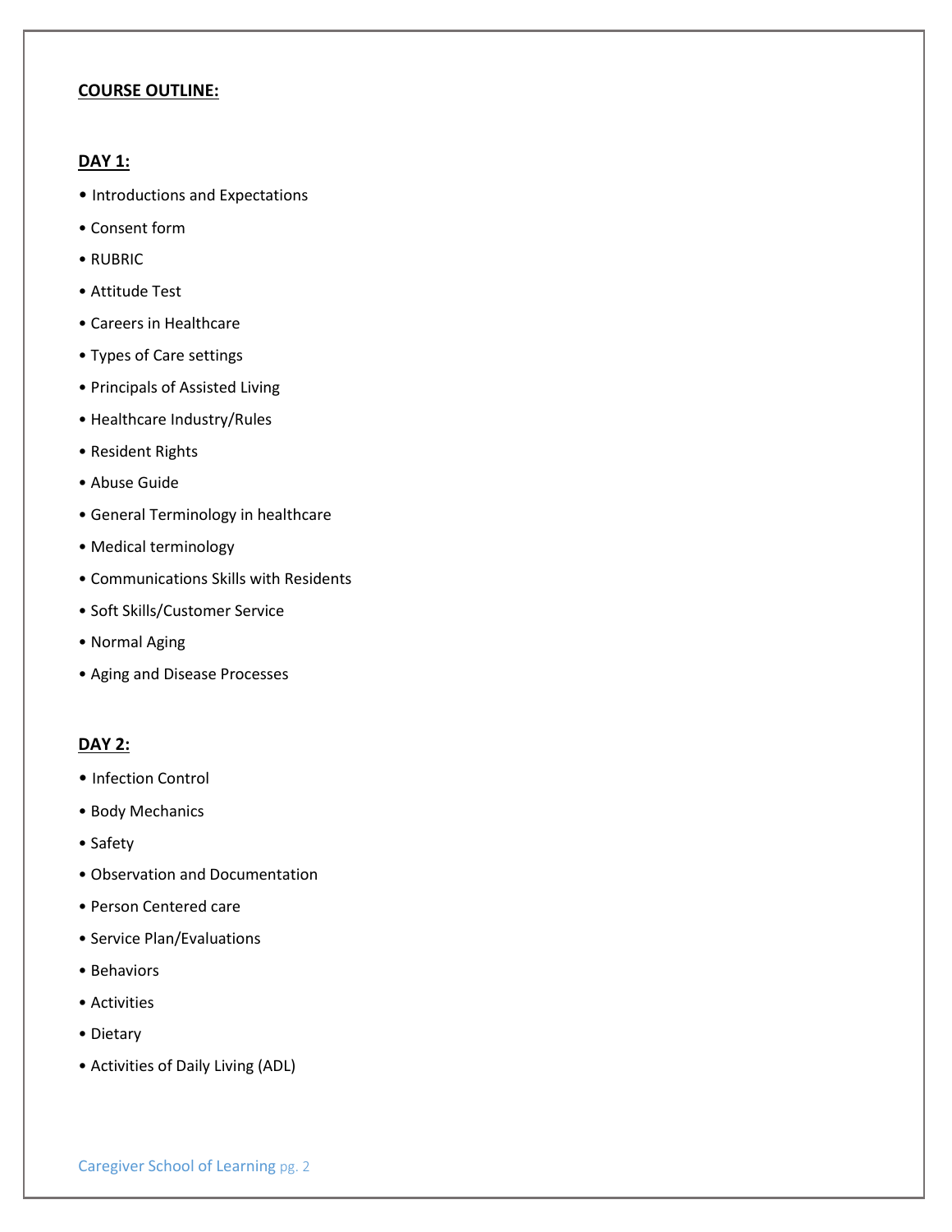**COURSE OUTLINE:**

**DAY 1:**

- Introductions and Expectations
- Consent form
- RUBRIC
- Attitude Test
- Careers in Healthcare
- Types of Care settings
- Principals of Assisted Living
- Healthcare Industry/Rules
- Resident Rights
- Abuse Guide
- General Terminology in healthcare
- Medical terminology
- Communications Skills with Residents
- Soft Skills/Customer Service
- Normal Aging
- Aging and Disease Processes

**DAY 2:**

- Infection Control
- Body Mechanics
- Safety
- Observation and Documentation
- Person Centered care
- Service Plan/Evaluations
- Behaviors
- Activities
- Dietary
- Activities of Daily Living (ADL)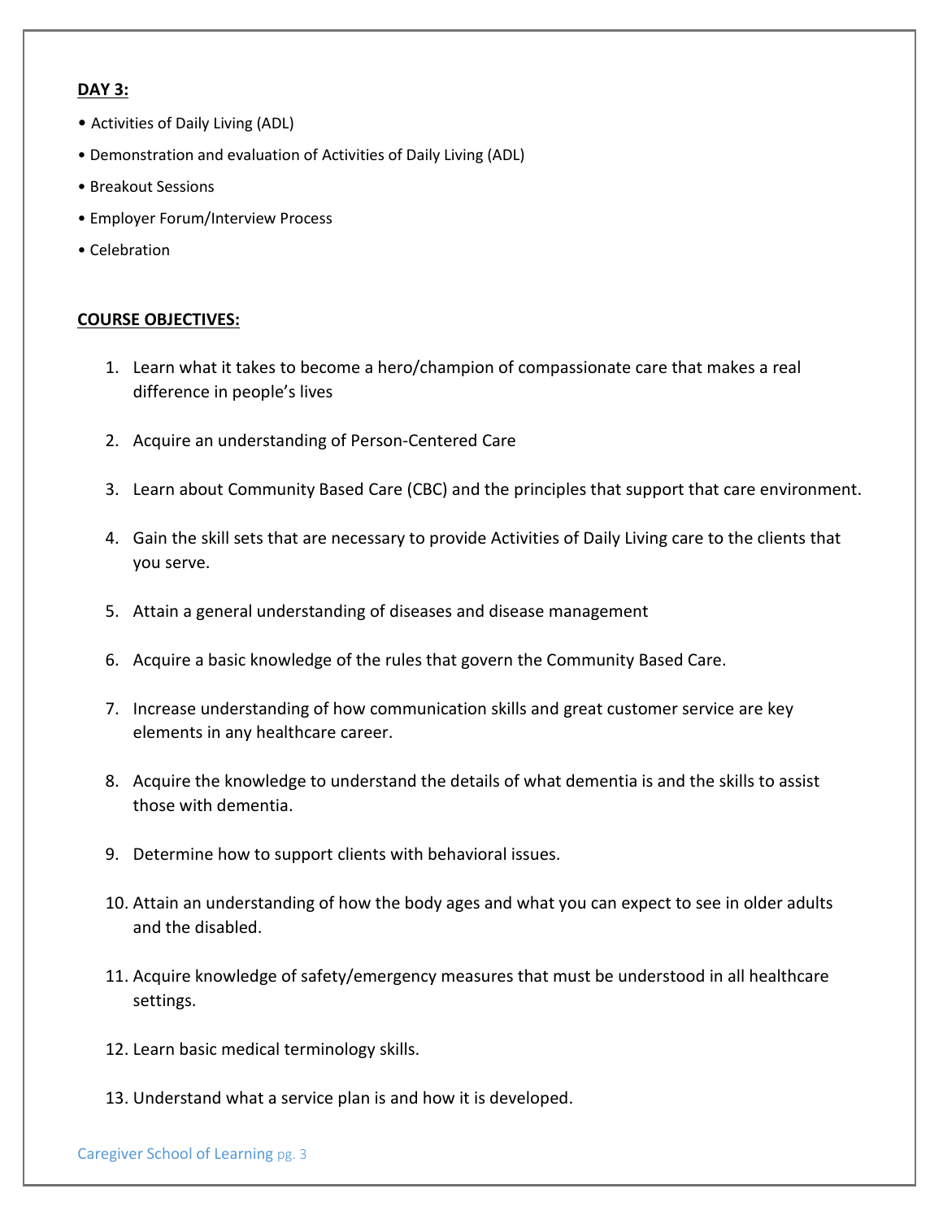**DAY 3:**

- Activities of Daily Living (ADL)
- Demonstration and evaluation of Activities of Daily Living (ADL)
- Breakout Sessions
- Employer Forum/Interview Process
- Celebration

**COURSE OBJECTIVES:**

1. Learn what it takes to become a hero/champion of compassionate care that makes a real difference in people's lives
2. Acquire an understanding of Person-Centered Care
3. Learn about Community Based Care (CBC) and the principles that support that care environment.
4. Gain the skill sets that are necessary to provide Activities of Daily Living care to the clients that you serve.
5. Attain a general understanding of diseases and disease management
6. Acquire a basic knowledge of the rules that govern the Community Based Care.
7. Increase understanding of how communication skills and great customer service are key elements in any healthcare career.
8. Acquire the knowledge to understand the details of what dementia is and the skills to assist those with dementia.
9. Determine how to support clients with behavioral issues.
10. Attain an understanding of how the body ages and what you can expect to see in older adults and the disabled.
11. Acquire knowledge of safety/emergency measures that must be understood in all healthcare settings.
12. Learn basic medical terminology skills.
13. Understand what a service plan is and how it is developed.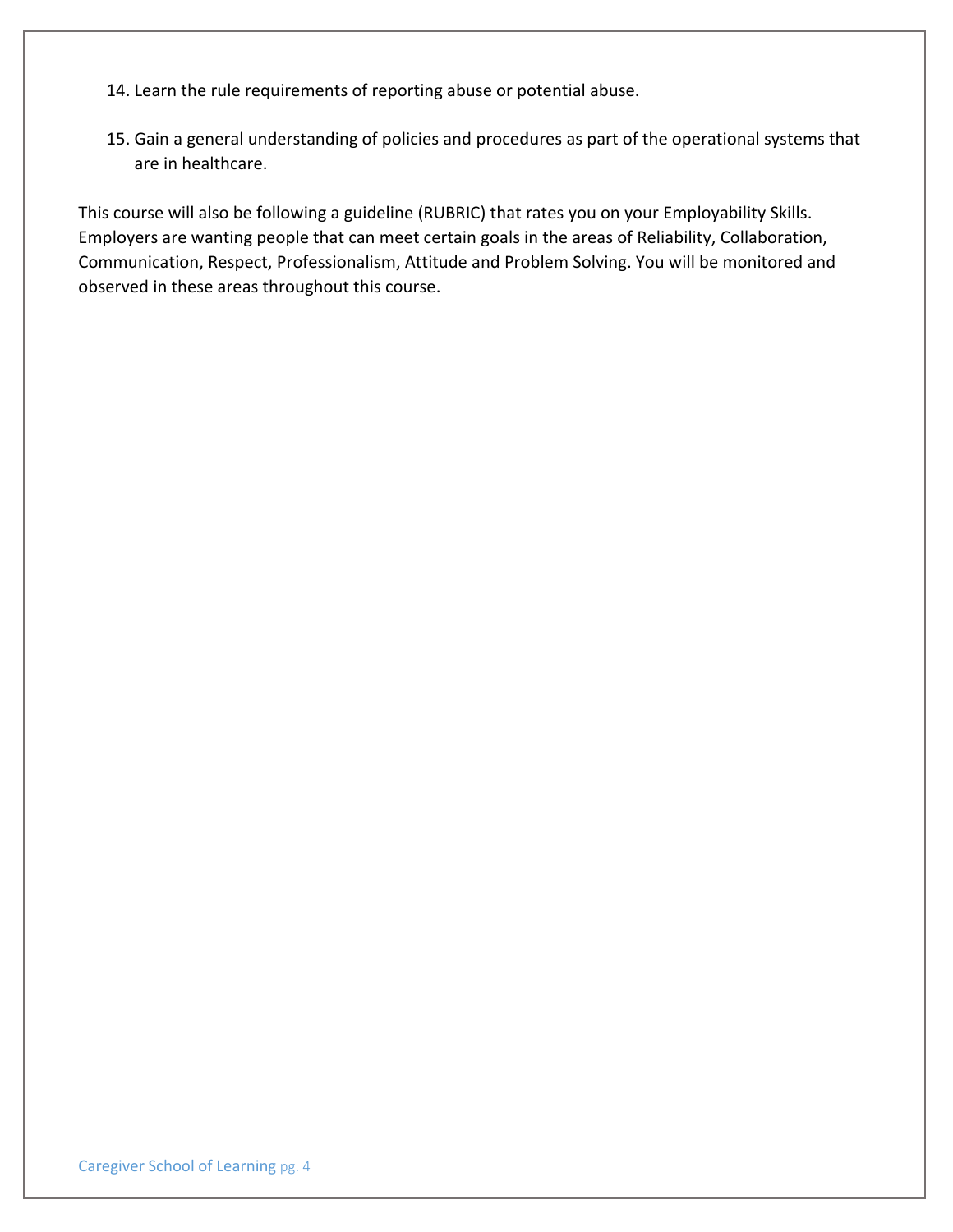14. Learn the rule requirements of reporting abuse or potential abuse.

15. Gain a general understanding of policies and procedures as part of the operational systems that are in healthcare.

This course will also be following a guideline (RUBRIC) that rates you on your Employability Skills. Employers are wanting people that can meet certain goals in the areas of Reliability, Collaboration, Communication, Respect, Professionalism, Attitude and Problem Solving. You will be monitored and observed in these areas throughout this course.